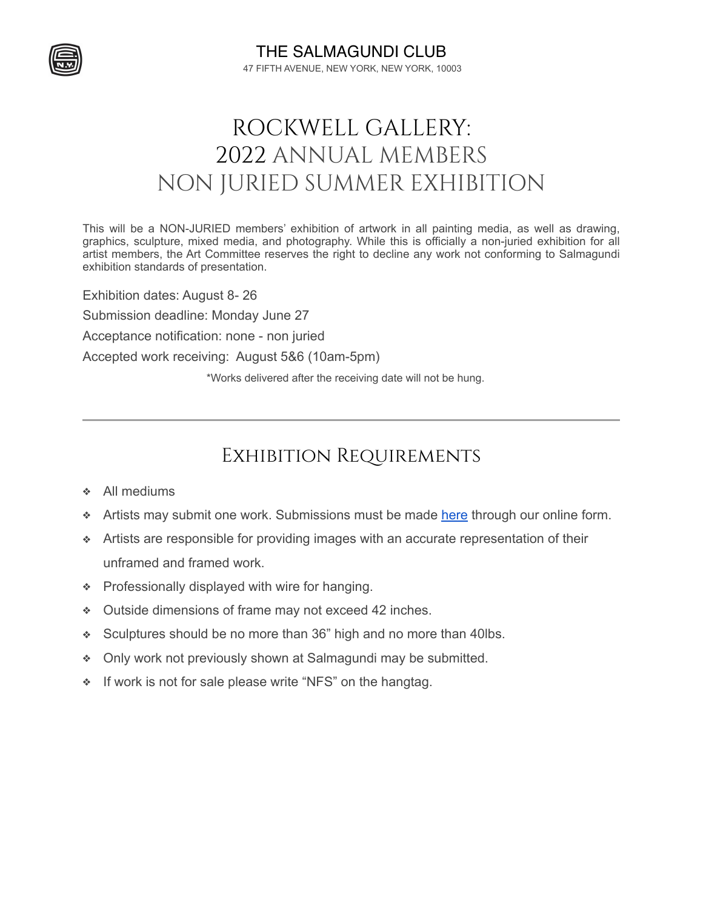THE SALMAGUNDI CLUB

47 FIFTH AVENUE, NEW YORK, NEW YORK, 10003

# ROCKWELL GALLERY: 2022 ANNUAL MEMBERS NON JURIED SUMMER EXHIBITION

This will be a NON-JURIED members' exhibition of artwork in all painting media, as well as drawing, graphics, sculpture, mixed media, and photography. While this is officially a non-juried exhibition for all artist members, the Art Committee reserves the right to decline any work not conforming to Salmagundi exhibition standards of presentation.

Exhibition dates: August 8- 26

Submission deadline: Monday June 27

Acceptance notification: none - non juried

Accepted work receiving: August 5&6 (10am-5pm)

*Works delivered after the receiving date will not be hung.

---

## Exhibition Requirements

- All mediums
- Artists may submit one work. Submissions must be made here through our online form.
- Artists are responsible for providing images with an accurate representation of their unframed and framed work.
- Professionally displayed with wire for hanging.
- Outside dimensions of frame may not exceed 42 inches.
- Sculptures should be no more than 36" high and no more than 40lbs.
- Only work not previously shown at Salmagundi may be submitted.
- If work is not for sale please write "NFS" on the hangtag.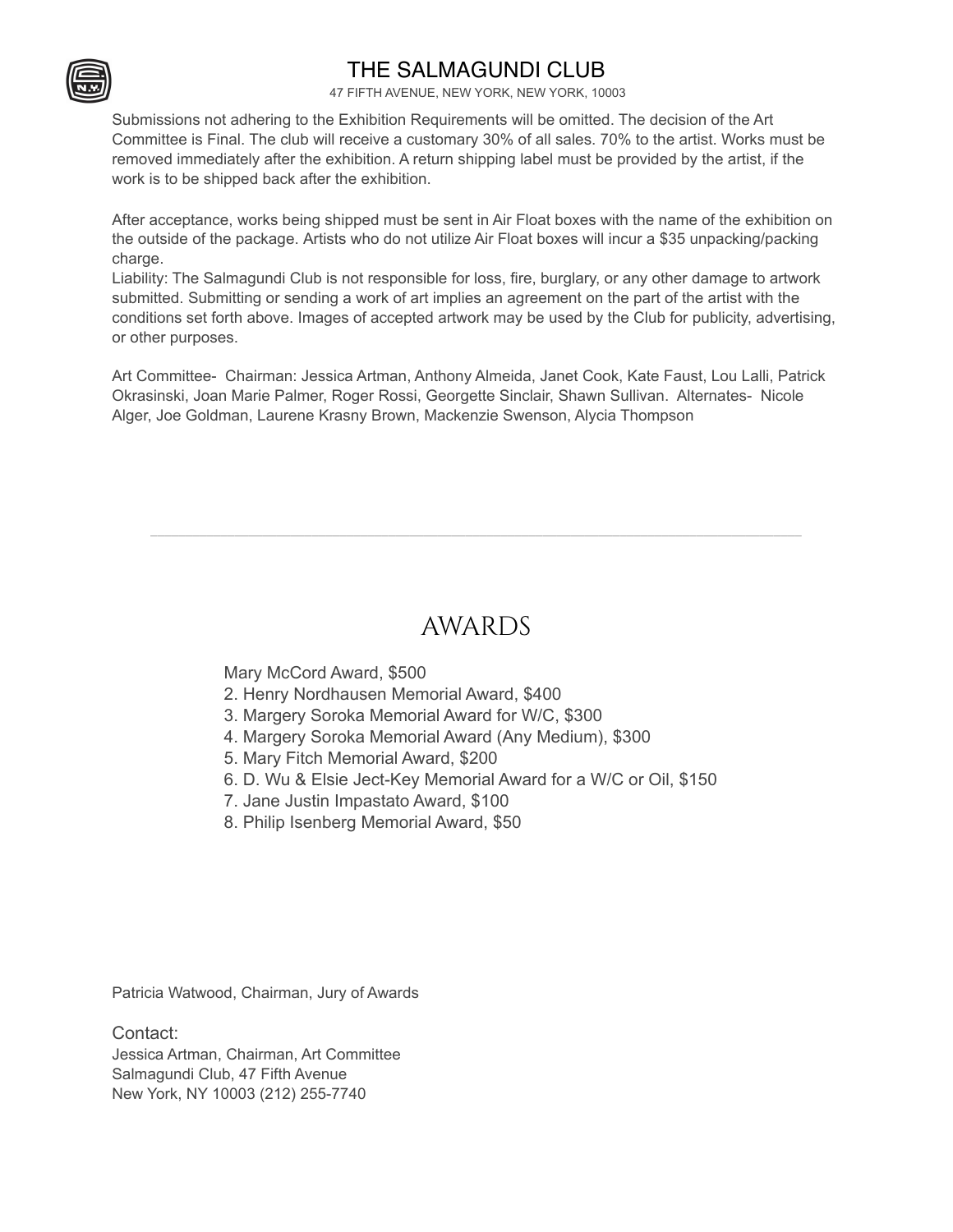Submissions not adhering to the Exhibition Requirements will be omitted. The decision of the Art Committee is Final. The club will receive a customary 30% of all sales. 70% to the artist. Works must be removed immediately after the exhibition. A return shipping label must be provided by the artist, if the work is to be shipped back after the exhibition.

After acceptance, works being shipped must be sent in Air Float boxes with the name of the exhibition on the outside of the package. Artists who do not utilize Air Float boxes will incur a $35 unpacking/packing charge.
Liability: The Salmagundi Club is not responsible for loss, fire, burglary, or any other damage to artwork submitted. Submitting or sending a work of art implies an agreement on the part of the artist with the conditions set forth above. Images of accepted artwork may be used by the Club for publicity, advertising, or other purposes.

Art Committee- Chairman: Jessica Artman, Anthony Almeida, Janet Cook, Kate Faust, Lou Lalli, Patrick Okrasinski, Joan Marie Palmer, Roger Rossi, Georgette Sinclair, Shawn Sullivan. Alternates- Nicole Alger, Joe Goldman, Laurene Krasny Brown, Mackenzie Swenson, Alycia Thompson

---

## AWARDS

Mary McCord Award, $500
2. Henry Nordhausen Memorial Award, $400
3. Margery Soroka Memorial Award for W/C, $300
4. Margery Soroka Memorial Award (Any Medium), $300
5. Mary Fitch Memorial Award, $200
6. D. Wu & Elsie Ject-Key Memorial Award for a W/C or Oil, $150
7. Jane Justin Impastato Award, $100
8. Philip Isenberg Memorial Award, $50

Patricia Watwood, Chairman, Jury of Awards

Contact:
Jessica Artman, Chairman, Art Committee
Salmagundi Club, 47 Fifth Avenue
New York, NY 10003 (212) 255-7740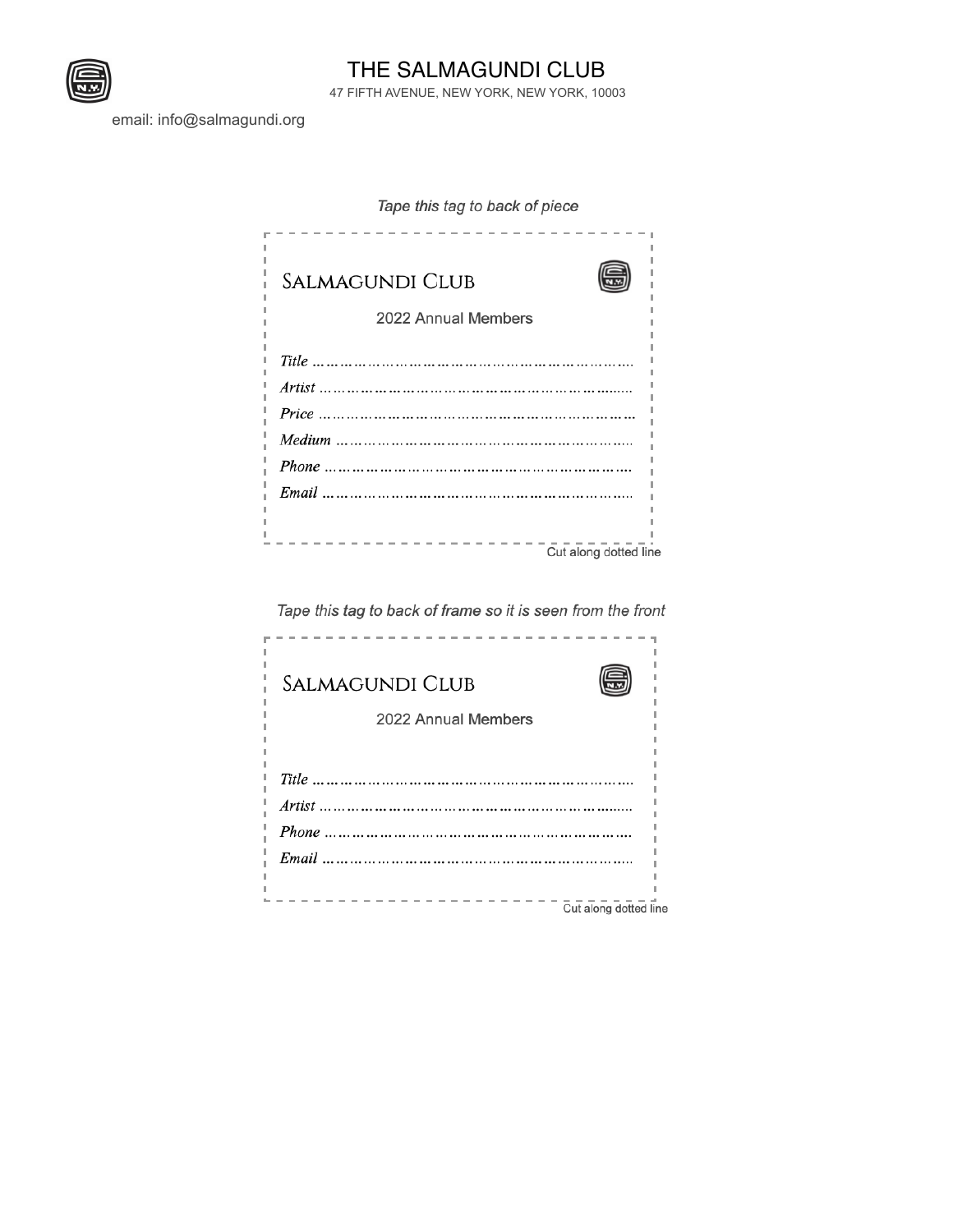# THE SALMAGUNDI CLUB

47 FIFTH AVENUE, NEW YORK, NEW YORK, 10003

email: info@salmagundi.org

*Tape this tag to back of piece*

---

SALMAGUNDI CLUB

2022 Annual Members

*Title* ……………………………………………………………….

*Artist* ……………………………………………………………..

*Price* ………………………………………………………………

*Medium* …………………………………………………………..

*Phone* ……………………………………………………………..

*Email* ……………………………………………………………..

---

Cut along dotted line

*Tape this tag to back of frame so it is seen from the front*

---

SALMAGUNDI CLUB

2022 Annual Members

*Title* ……………………………………………………………….

*Artist* ……………………………………………………………..

*Phone* ……………………………………………………………..

*Email* ……………………………………………………………..

---

Cut along dotted line